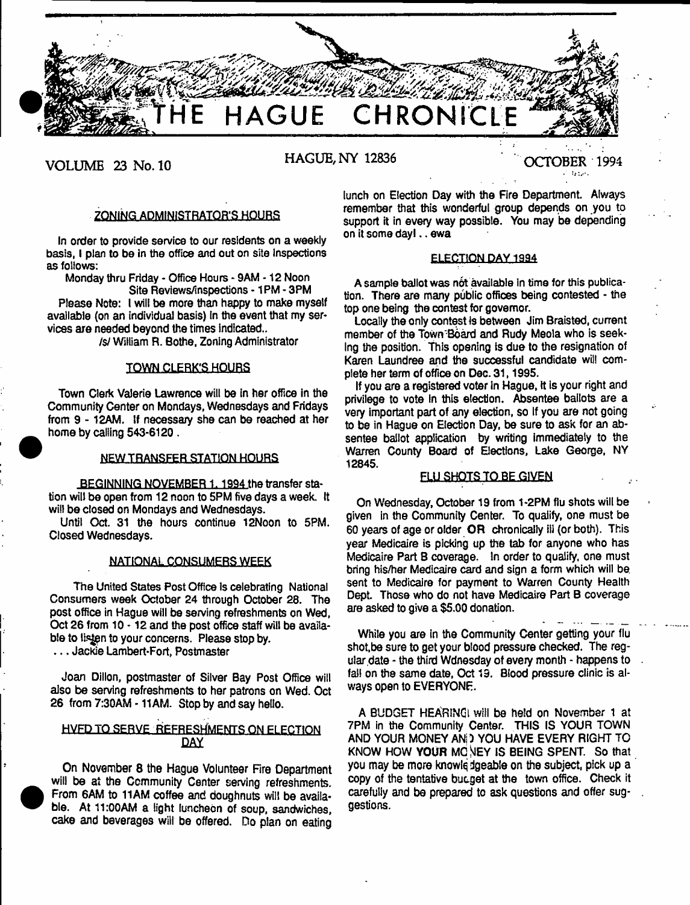# THE HAGUE CHRONICLE

VOLUME 23 No. 10 — HAGUE, NY 12836 — OCTOBER 1994

## ZONING ADMINISTRATOR'S HOURS

In order to provide service to our residents on a weekly basis, I plan to be in the office and out on site inspections as follows:

Monday thru Friday - Office Hours - 9AM - 12 Noon
Site Reviews/Inspections - 1PM - 3PM

Please Note: I will be more than happy to make myself available (on an individual basis) in the event that my services are needed beyond the times indicated..

/s/ William R. Bothe, Zoning Administrator

## TOWN CLERK'S HOURS

Town Clerk Valerie Lawrence will be in her office in the Community Center on Mondays, Wednesdays and Fridays from 9 - 12AM. If necessary she can be reached at her home by calling 543-6120.

## NEW TRANSFER STATION HOURS

BEGINNING NOVEMBER 1, 1994 the transfer station will be open from 12 noon to 5PM five days a week. It will be closed on Mondays and Wednesdays.

Until Oct. 31 the hours continue 12Noon to 5PM. Closed Wednesdays.

## NATIONAL CONSUMERS WEEK

The United States Post Office is celebrating National Consumers week October 24 through October 28. The post office in Hague will be serving refreshments on Wed, Oct 26 from 10 - 12 and the post office staff will be available to listen to your concerns. Please stop by.

. . . Jackie Lambert-Fort, Postmaster

Joan Dillon, postmaster of Silver Bay Post Office will also be serving refreshments to her patrons on Wed. Oct 26 from 7:30AM - 11AM. Stop by and say hello.

## HVFD TO SERVE REFRESHMENTS ON ELECTION DAY

On November 8 the Hague Volunteer Fire Department will be at the Community Center serving refreshments. From 6AM to 11AM coffee and doughnuts will be available. At 11:00AM a light luncheon of soup, sandwiches, cake and beverages will be offered. Do plan on eating lunch on Election Day with the Fire Department. Always remember that this wonderful group depends on you to support it in every way possible. You may be depending on it some day! . . ewa

## ELECTION DAY 1994

A sample ballot was not available in time for this publication. There are many public offices being contested - the top one being the contest for govemor.

Locally the only contest is between Jim Braisted, current member of the Town Board and Rudy Meola who is seeking the position. This opening is due to the resignation of Karen Laundree and the successful candidate will complete her term of office on Dec. 31, 1995.

If you are a registered voter in Hague, it is your right and privilege to vote in this election. Absentee ballots are a very important part of any election, so if you are not going to be in Hague on Election Day, be sure to ask for an absentee ballot application by writing immediately to the Warren County Board of Elections, Lake George, NY 12845.

## FLU SHOTS TO BE GIVEN

On Wednesday, October 19 from 1-2PM flu shots will be given in the Community Center. To qualify, one must be 60 years of age or older **OR** chronically ill (or both). This year Medicare is picking up the tab for anyone who has Medicaire Part B coverage. In order to qualify, one must bring his/her Medicaire card and sign a form which will be sent to Medicaire for payment to Warren County Health Dept. Those who do not have Medicaire Part B coverage are asked to give a $5.00 donation.

While you are in the Community Center getting your flu shot,be sure to get your blood pressure checked. The regular date - the third Wdnesday of every month - happens to fall on the same date, Oct 19. Blood pressure clinic is always open to EVERYONE.

A BUDGET HEARING will be held on November 1 at 7PM in the Community Center. THIS IS YOUR TOWN AND YOUR MONEY AND YOU HAVE EVERY RIGHT TO KNOW HOW **YOUR** MONEY IS BEING SPENT. So that you may be more knowledgeable on the subject, pick up a copy of the tentative budget at the town office. Check it carefully and be prepared to ask questions and offer suggestions.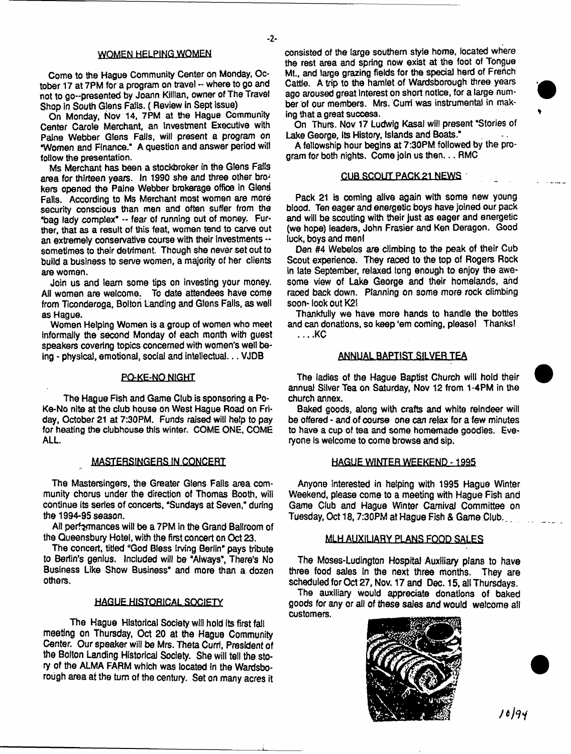## WOMEN HELPING WOMEN

Come to the Hague Community Center on Monday, October 17 at 7PM for a program on travel -- where to go and not to go--presented by Joann Killian, owner of The Travel Shop in South Glens Falls. ( Review in Sept issue)

On Monday, Nov 14, 7PM at the Hague Community Center Carole Merchant, an Investment Executive with Paine Webber Glens Falls, will present a program on "Women and Finance." A question and answer period will follow the presentation.

Ms Merchant has been a stockbroker in the Glens Falls area for thirteen years. In 1990 she and three other brokers opened the Paine Webber brokerage office in Glens Falls. According to Ms Merchant most women are more security conscious than men and often suffer from the "bag lady complex" -- fear of running out of money. Further, that as a result of this feat, women tend to carve out an extremely conservative course with their investments -- sometimes to their detriment. Though she never set out to build a business to serve women, a majority of her clients are women.

Join us and learn some tips on investing your money. All women are welcome. To date attendees have come from Ticonderoga, Bolton Landing and Glens Falls, as well as Hague.

Women Helping Women is a group of women who meet informally the second Monday of each month with guest speakers covering topics concerned with women's well being - physical, emotional, social and intellectual. . . VJDB

## PO-KE-NO NIGHT

The Hague Fish and Game Club is sponsoring a Po-Ke-No nite at the club house on West Hague Road on Friday, October 21 at 7:30PM. Funds raised will help to pay for heating the clubhouse this winter. COME ONE, COME ALL.

## MASTERSINGERS IN CONCERT

The Mastersingers, the Greater Glens Falls area community chorus under the direction of Thomas Booth, will continue its series of concerts, "Sundays at Seven," during the 1994-95 season.

All performances will be a 7PM in the Grand Ballroom of the Queensbury Hotel, with the first concert on Oct 23.

The concert, titled "God Bless Irving Berlin" pays tribute to Berlin's genius. Included will be "Always", There's No Business Like Show Business" and more than a dozen others.

## HAGUE HISTORICAL SOCIETY

The Hague Historical Society will hold its first fall meeting on Thursday, Oct 20 at the Hague Community Center. Our speaker will be Mrs. Theta Curri, President of the Bolton Landing Historical Society. She will tell the story of the ALMA FARM which was located in the Wardsborough area at the turn of the century. Set on many acres it consisted of the large southern style home, located where the rest area and spring now exist at the foot of Tongue Mt., and large grazing fields for the special herd of French Cattle. A trip to the hamlet of Wardsborough three years ago aroused great interest on short notice, for a large number of our members. Mrs. Curri was instrumental in making that a great success.

On Thurs. Nov 17 Ludwig Kasal will present "Stories of Lake George, Its History, Islands and Boats."

A fellowship hour begins at 7:30PM followed by the program for both nights. Come join us then. . . RMC

## CUB SCOUT PACK 21 NEWS

Pack 21 is coming alive again with some new young blood. Ten eager and energetic boys have joined our pack and will be scouting with their just as eager and energetic (we hope) leaders, John Frasier and Ken Deragon. Good luck, boys and men!

Den #4 Webelos are climbing to the peak of their Cub Scout experience. They raced to the top of Rogers Rock in late September, relaxed long enough to enjoy the awesome view of Lake George and their homelands, and raced back down. Planning on some more rock climbing soon- look out K2!

Thankfully we have more hands to handle the bottles and can donations, so keep 'em coming, please! Thanks! . . . .KC

## ANNUAL BAPTIST SILVER TEA

The ladies of the Hague Baptist Church will hold their annual Silver Tea on Saturday, Nov 12 from 1-4PM in the church annex.

Baked goods, along with crafts and white reindeer will be offered - and of course one can relax for a few minutes to have a cup of tea and some homemade goodies. Everyone is welcome to come browse and sip.

## HAGUE WINTER WEEKEND - 1995

Anyone interested in helping with 1995 Hague Winter Weekend, please come to a meeting with Hague Fish and Game Club and Hague Winter Carnival Committee on Tuesday, Oct 18, 7:30PM at Hague Fish & Game Club.

## MLH AUXILIARY PLANS FOOD SALES

The Moses-Ludington Hospital Auxiliary plans to have three food sales in the next three months. They are scheduled for Oct 27, Nov. 17 and Dec. 15, all Thursdays.

The auxiliary would appreciate donations of baked goods for any or all of these sales and would welcome all customers.

10/94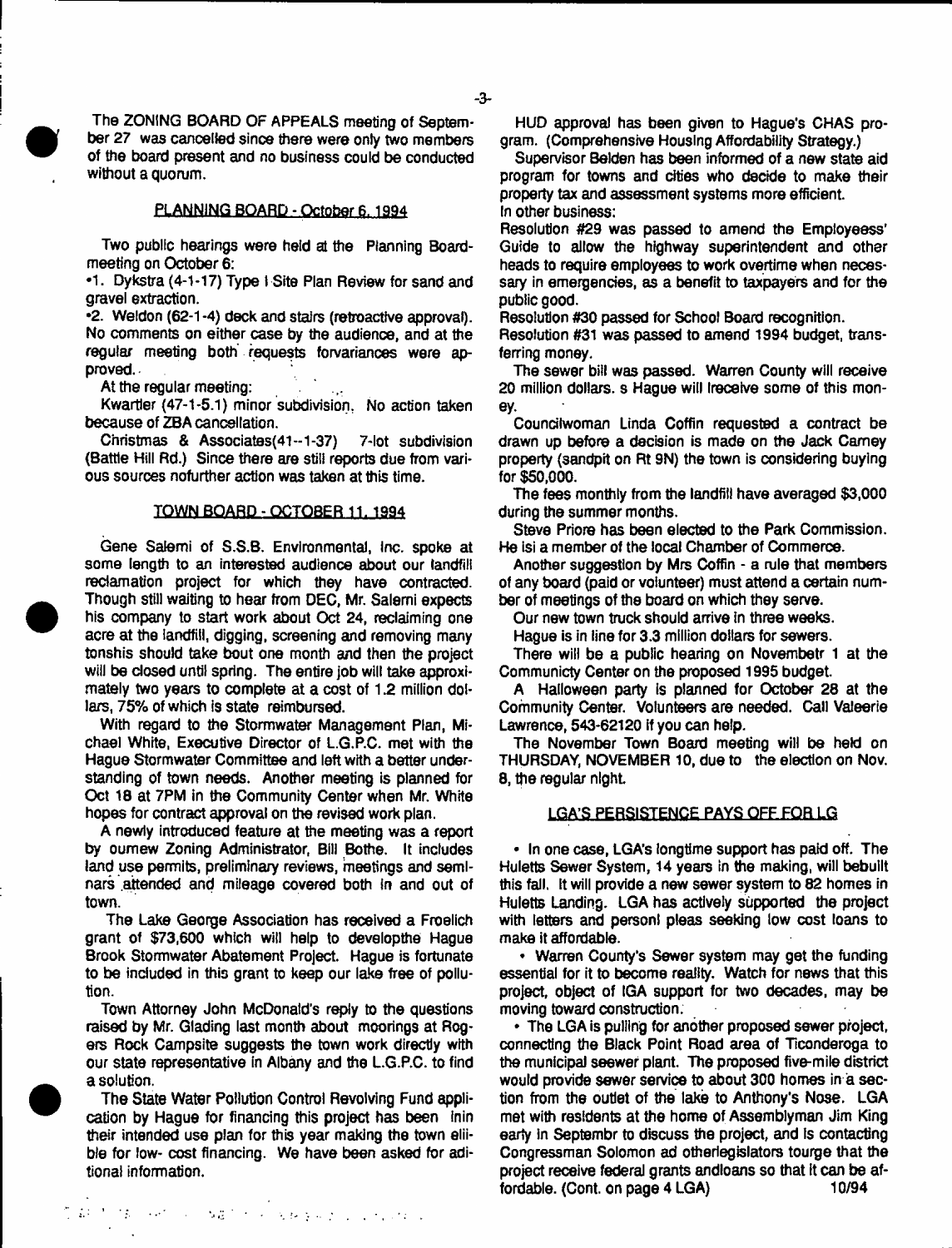The ZONING BOARD OF APPEALS meeting of September 27 was cancelled since there were only two members of the board present and no business could be conducted without a quorum.

## PLANNING BOARD - October 6, 1994

Two public hearings were held at the Planning Boardmeeting on October 6:

•1. Dykstra (4-1-17) Type I Site Plan Review for sand and gravel extraction.

•2. Weldon (62-1-4) deck and stairs (retroactive approval). No comments on either case by the audience, and at the regular meeting both requests forvariances were approved.

At the regular meeting:

Kwartler (47-1-5.1) minor subdivision. No action taken because of ZBA cancellation.

Christmas & Associates(41--1-37) 7-lot subdivision (Battle Hill Rd.) Since there are still reports due from various sources nofurther action was taken at this time.

## TOWN BOARD - OCTOBER 11, 1994

Gene Salemi of S.S.B. Environmental, Inc. spoke at some length to an interested audience about our landfill reclamation project for which they have contracted. Though still waiting to hear from DEC, Mr. Salemi expects his company to start work about Oct 24, reclaiming one acre at the landfill, digging, screening and removing many tonshis should take bout one month and then the project will be closed until spring. The entire job will take approximately two years to complete at a cost of 1.2 million dollars, 75% of which is state reimbursed.

With regard to the Stormwater Management Plan, Michael White, Executive Director of L.G.P.C. met with the Hague Stormwater Committee and left with a better understanding of town needs. Another meeting is planned for Oct 18 at 7PM in the Community Center when Mr. White hopes for contract approval on the revised work plan.

A newly introduced feature at the meeting was a report by ournew Zoning Administrator, Bill Bothe. It includes land use permits, preliminary reviews, meetings and seminars attended and mileage covered both in and out of town.

The Lake George Association has received a Froelich grant of $73,600 which will help to developthe Hague Brook Stormwater Abatement Project. Hague is fortunate to be included in this grant to keep our lake free of pollution.

Town Attorney John McDonald's reply to the questions raised by Mr. Glading last month about moorings at Rogers Rock Campsite suggests the town work directly with our state representative in Albany and the L.G.P.C. to find a solution.

The State Water Pollution Control Revolving Fund application by Hague for financing this project has been inin their intended use plan for this year making the town elible for low- cost financing. We have been asked for aditional information.

HUD approval has been given to Hague's CHAS program. (Comprehensive Housing Affordability Strategy.)

Supervisor Belden has been informed of a new state aid program for towns and cities who decide to make their property tax and assessment systems more efficient.

In other business:

Resolution #29 was passed to amend the Employeess' Guide to allow the highway superintendent and other heads to require employees to work overtime when necessary in emergencies, as a benefit to taxpayers and for the public good.

Resolution #30 passed for School Board recognition.

Resolution #31 was passed to amend 1994 budget, transferring money.

The sewer bill was passed. Warren County will receive 20 million dollars. s Hague will ireceive some of this money.

Councilwoman Linda Coffin requested a contract be drawn up before a decision is made on the Jack Carney property (sandpit on Rt 9N) the town is considering buying for $50,000.

The fees monthly from the landfill have averaged $3,000 during the summer months.

Steve Priore has been elected to the Park Commission. He isi a member of the local Chamber of Commerce.

Another suggestion by Mrs Coffin - a rule that members of any board (paid or volunteer) must attend a certain number of meetings of the board on which they serve.

Our new town truck should arrive in three weeks.

Hague is in line for 3.3 million dollars for sewers.

There will be a public hearing on Novembetr 1 at the Communicty Center on the proposed 1995 budget.

A Halloween party is planned for October 28 at the Community Center. Volunteers are needed. Call Valeerie Lawrence, 543-62120 if you can help.

The November Town Board meeting will be held on THURSDAY, NOVEMBER 10, due to the election on Nov. 8, the regular night.

## LGA'S PERSISTENCE PAYS OFF FOR LG

• In one case, LGA's longtime support has paid off. The Huletts Sewer System, 14 years in the making, will bebuilt this fall. It will provide a new sewer system to 82 homes in Huletts Landing. LGA has actively supported the project with letters and personl pleas seeking low cost loans to make it affordable.

• Warren County's Sewer system may get the funding essential for it to become reality. Watch for news that this project, object of IGA support for two decades, may be moving toward construction.

• The LGA is pulling for another proposed sewer project, connecting the Black Point Road area of Ticonderoga to the municipal seewer plant. The proposed five-mile district would provide sewer service to about 300 homes in a section from the outlet of the lake to Anthony's Nose. LGA met with residents at the home of Assemblyman Jim King early in Septembr to discuss the project, and is contacting Congressman Solomon ad otherlegislators tourge that the project receive federal grants andloans so that it can be affordable. (Cont. on page 4 LGA) 10/94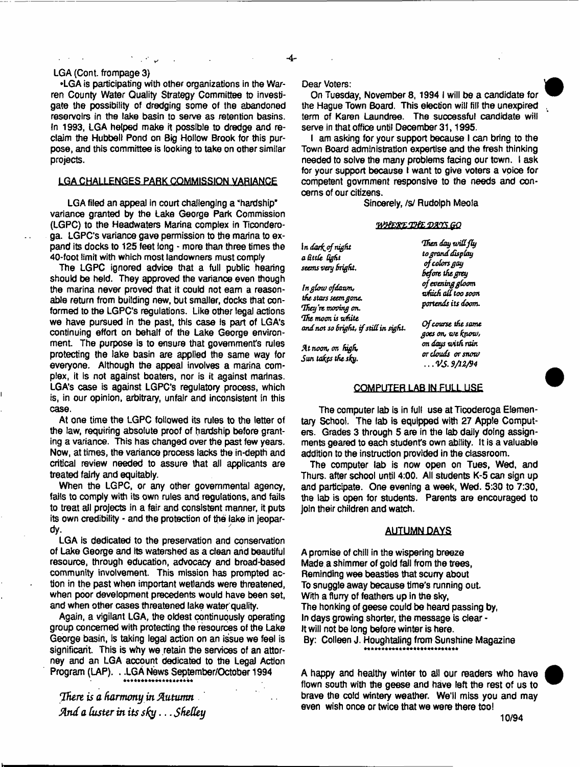LGA (Cont. frompage 3)

•LGA is participating with other organizations in the Warren County Water Quality Strategy Committee to investigate the possibility of dredging some of the abandoned reservoirs in the lake basin to serve as retention basins. In 1993, LGA helped make it possible to dredge and reclaim the Hubbell Pond on Big Hollow Brook for this purpose, and this committee is looking to take on other similar projects.

## LGA CHALLENGES PARK COMMISSION VARIANCE

LGA filed an appeal in court challenging a "hardship" variance granted by the Lake George Park Commission (LGPC) to the Headwaters Marina complex in Ticonderoga. LGPC's variance gave permission to the marina to expand its docks to 125 feet long - more than three times the 40-foot limit with which most landowners must comply

The LGPC ignored advice that a full public hearing should be held. They approved the variance even though the marina never proved that it could not earn a reasonable return from building new, but smaller, docks that conformed to the LGPC's regulations. Like other legal actions we have pursued in the past, this case is part of LGA's continuing effort on behalf of the Lake George environment. The purpose is to ensure that government's rules protecting the lake basin are applied the same way for everyone. Although the appeal involves a marina complex, it is not against boaters, nor is it against marinas. LGA's case is against LGPC's regulatory process, which is, in our opinion, arbitrary, unfair and inconsistent in this case.

At one time the LGPC followed its rules to the letter of the law, requiring absolute proof of hardship before granting a variance. This has changed over the past few years. Now, at times, the variance process lacks the in-depth and critical review needed to assure that all applicants are treated fairly and equitably.

When the LGPC, or any other governmental agency, fails to comply with its own rules and regulations, and fails to treat all projects in a fair and consistent manner, it puts its own credibility - and the protection of the lake in jeopardy.

LGA is dedicated to the preservation and conservation of Lake George and its watershed as a clean and beautiful resource, through education, advocacy and broad-based community involvement. This mission has prompted action in the past when important wetlands were threatened, when poor development precedents would have been set, and when other cases threatened lake water quality.

Again, a vigilant LGA, the oldest continuously operating group concerned with protecting the resources of the Lake George basin, is taking legal action on an issue we feel is significant. This is why we retain the services of an attorney and an LGA account dedicated to the Legal Action Program (LAP). . .LGA News September/October 1994

\*\*\*\*\*\*\*\*\*\*\*\*\*\*\*\*\*\*\*

*There is a harmony in Autumn*
*And a luster in its sky . . . Shelley*

Dear Voters:

On Tuesday, November 8, 1994 I will be a candidate for the Hague Town Board. This election will fill the unexpired term of Karen Laundree. The successful candidate will serve in that office until December 31, 1995.

I am asking for your support because I can bring to the Town Board administration expertise and the fresh thinking needed to solve the many problems facing our town. I ask for your support because I want to give voters a voice for competent govrnment responsive to the needs and concerns of our citizens.

Sincerely, /s/ Rudolph Meola

## *WHERE THE DAYS GO*

*In dark of night*
*a little light*
*seems very bright.*

*In glow of dawn,*
*the stars seem gone.*
*They're moving on.*
*The moon is white*
*and not so bright, if still in sight.*

*At noon, on high,*
*Sun takes the sky.*

*Then day will fly*
*to grand display*
*of colors gay*
*before the grey*
*of evening gloom*
*which all too soon*
*portends its doom.*

*Of course the same*
*goes on, we know,*
*on days with rain*
*or clouds or snow*
*. . . VS. 9/12/94*

## COMPUTER LAB IN FULL USE

The computer lab is in full use at Ticoderoga Elementary School. The lab is equipped with 27 Apple Computers. Grades 3 through 5 are in the lab daily doing assignments geared to each student's own ability. It is a valuable addition to the instruction provided in the classroom.

The computer lab is now open on Tues, Wed, and Thurs. after school until 4:00. All students K-5 can sign up and participate. One evening a week, Wed. 5:30 to 7:30, the lab is open for students. Parents are encouraged to join their children and watch.

## AUTUMN DAYS

A promise of chill in the wispering breeze
Made a shimmer of gold fall from the trees,
Reminding wee beasties that scurry about
To snuggle away because time's running out.
With a flurry of feathers up in the sky,
The honking of geese could be heard passing by,
In days growing shorter, the message is clear -
It will not be long before winter is here.
By: Colleen J. Houghtaling from Sunshine Magazine

\*\*\*\*\*\*\*\*\*\*\*\*\*\*\*\*\*\*\*\*\*\*\*\*\*\*\*

A happy and healthy winter to all our readers who have flown south with the geese and have left the rest of us to brave the cold wintery weather. We'll miss you and may even wish once or twice that we were there too!

10/94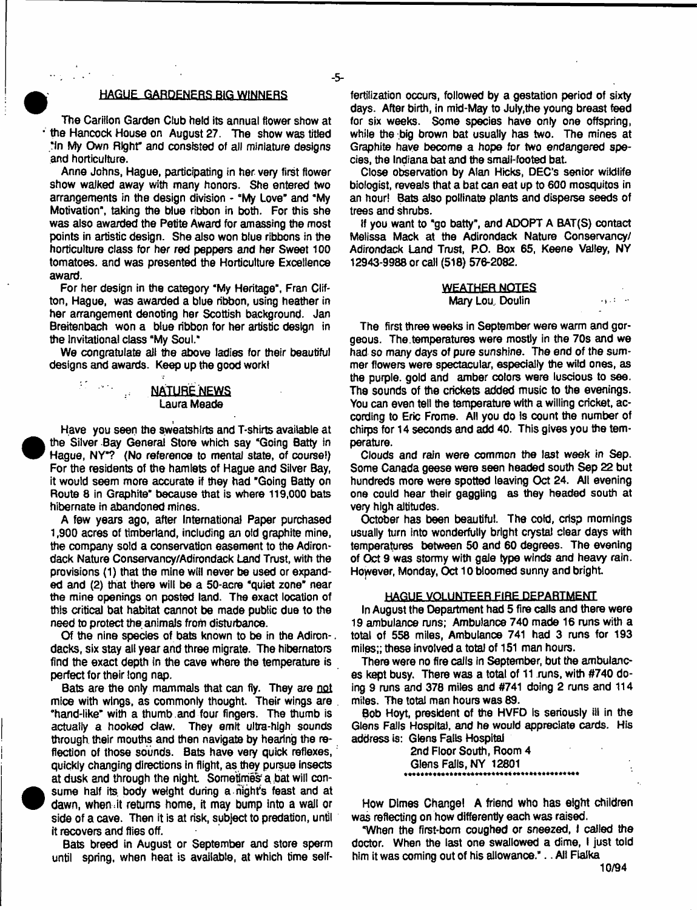## HAGUE GARDENERS BIG WINNERS

The Carillon Garden Club held its annual flower show at the Hancock House on August 27. The show was titled "In My Own Right" and consisted of all miniature designs and horticulture.

Anne Johns, Hague, participating in her very first flower show walked away with many honors. She entered two arrangements in the design division - "My Love" and "My Motivation", taking the blue ribbon in both. For this she was also awarded the Petite Award for amassing the most points in artistic design. She also won blue ribbons in the horticulture class for her red peppers and her Sweet 100 tomatoes. and was presented the Horticulture Excellence award.

For her design in the category "My Heritage", Fran Clifton, Hague, was awarded a blue ribbon, using heather in her arrangement denoting her Scottish background. Jan Breitenbach won a blue ribbon for her artistic design in the invitational class "My Soul."

We congratulate all the above ladies for their beautiful designs and awards. Keep up the good work!

## NATURE NEWS

Laura Meade

Have you seen the sweatshirts and T-shirts available at the Silver Bay General Store which say "Going Batty in Hague, NY"? (No reference to mental state, of course!) For the residents of the hamlets of Hague and Silver Bay, it would seem more accurate if they had "Going Batty on Route 8 in Graphite" because that is where 119,000 bats hibernate in abandoned mines.

A few years ago, after International Paper purchased 1,900 acres of timberland, including an old graphite mine, the company sold a conservation easement to the Adirondack Nature Conservancy/Adirondack Land Trust, with the provisions (1) that the mine will never be used or expanded and (2) that there will be a 50-acre "quiet zone" near the mine openings on posted land. The exact location of this critical bat habitat cannot be made public due to the need to protect the animals from disturbance.

Of the nine species of bats known to be in the Adirondacks, six stay all year and three migrate. The hibernators find the exact depth in the cave where the temperature is perfect for their long nap.

Bats are the only mammals that can fly. They are not mice with wings, as commonly thought. Their wings are "hand-like" with a thumb and four fingers. The thumb is actually a hooked claw. They emit ultra-high sounds through their mouths and then navigate by hearing the reflection of those sounds. Bats have very quick reflexes, quickly changing directions in flight, as they pursue insects at dusk and through the night. Sometimes a bat will consume half its body weight during a night's feast and at dawn, when it returns home, it may bump into a wall or side of a cave. Then it is at risk, subject to predation, until it recovers and flies off.

Bats breed in August or September and store sperm until spring, when heat is available, at which time self-fertilization occurs, followed by a gestation period of sixty days. After birth, in mid-May to July, the young breast feed for six weeks. Some species have only one offspring, while the big brown bat usually has two. The mines at Graphite have become a hope for two endangered species, the Indiana bat and the small-footed bat.

Close observation by Alan Hicks, DEC's senior wildlife biologist, reveals that a bat can eat up to 600 mosquitos in an hour! Bats also pollinate plants and disperse seeds of trees and shrubs.

If you want to "go batty", and ADOPT A BAT(S) contact Melissa Mack at the Adirondack Nature Conservancy/ Adirondack Land Trust, P.O. Box 65, Keene Valley, NY 12943-9988 or call (518) 576-2082.

## WEATHER NOTES

Mary Lou Doulin

The first three weeks in September were warm and gorgeous. The temperatures were mostly in the 70s and we had so many days of pure sunshine. The end of the summer flowers were spectacular, especially the wild ones, as the purple. gold and amber colors were luscious to see. The sounds of the crickets added music to the evenings. You can even tell the temperature with a willing cricket, according to Eric Frome. All you do is count the number of chirps for 14 seconds and add 40. This gives you the temperature.

Clouds and rain were common the last week in Sep. Some Canada geese were seen headed south Sep 22 but hundreds more were spotted leaving Oct 24. All evening one could hear their gaggling as they headed south at very high altitudes.

October has been beautiful. The cold, crisp mornings usually turn into wonderfully bright crystal clear days with temperatures between 50 and 60 degrees. The evening of Oct 9 was stormy with gale type winds and heavy rain. However, Monday, Oct 10 bloomed sunny and bright.

## HAGUE VOLUNTEER FIRE DEPARTMENT

In August the Department had 5 fire calls and there were 19 ambulance runs; Ambulance 740 made 16 runs with a total of 558 miles, Ambulance 741 had 3 runs for 193 miles;; these involved a total of 151 man hours.

There were no fire calls in September, but the ambulances kept busy. There was a total of 11 runs, with #740 doing 9 runs and 378 miles and #741 doing 2 runs and 114 miles. The total man hours was 89.

Bob Hoyt, president of the HVFD is seriously ill in the Glens Falls Hospital, and he would appreciate cards. His address is: Glens Falls Hospital
2nd Floor South, Room 4
Glens Falls, NY 12801

*******************************************

How Dimes Change! A friend who has eight children was reflecting on how differently each was raised.

"When the first-born coughed or sneezed, I called the doctor. When the last one swallowed a dime, I just told him it was coming out of his allowance." . . Ali Fialka

10/94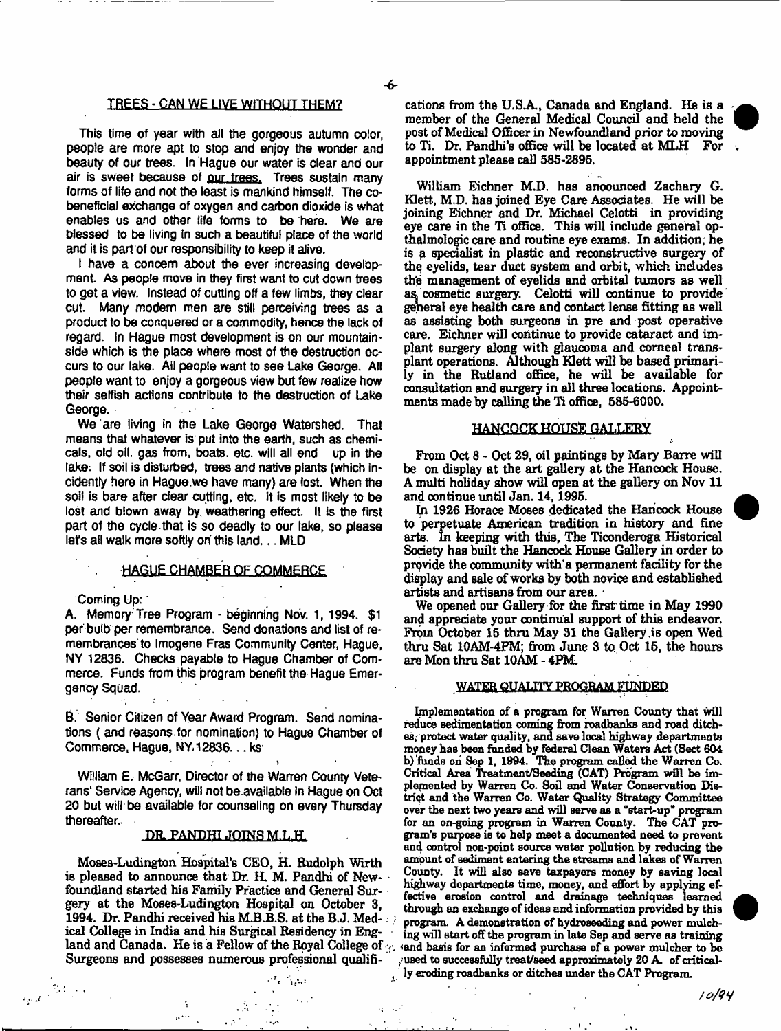## TREES - CAN WE LIVE WITHOUT THEM?

This time of year with all the gorgeous autumn color, people are more apt to stop and enjoy the wonder and beauty of our trees. In Hague our water is clear and our air is sweet because of our trees. Trees sustain many forms of life and not the least is mankind himself. The co-beneficial exchange of oxygen and carbon dioxide is what enables us and other life forms to be here. We are blessed to be living in such a beautiful place of the world and it is part of our responsibility to keep it alive.

I have a concern about the ever increasing development. As people move in they first want to cut down trees to get a view. Instead of cutting off a few limbs, they clear cut. Many modern men are still perceiving trees as a product to be conquered or a commodity, hence the lack of regard. In Hague most development is on our mountainside which is the place where most of the destruction occurs to our lake. All people want to see Lake George. All people want to enjoy a gorgeous view but few realize how their selfish actions contribute to the destruction of Lake George.

We are living in the Lake George Watershed. That means that whatever is put into the earth, such as chemicals, old oil, gas from, boats, etc. will all end up in the lake. If soil is disturbed, trees and native plants (which incidently here in Hague we have many) are lost. When the soil is bare after clear cutting, etc. it is most likely to be lost and blown away by weathering effect. It is the first part of the cycle that is so deadly to our lake, so please let's all walk more softly on this land. . . MLD

## HAGUE CHAMBER OF COMMERCE

Coming Up:

A. Memory Tree Program - beginning Nov. 1, 1994. $1 per bulb per remembrance. Send donations and list of remembrances to Imogene Fras Community Center, Hague, NY 12836. Checks payable to Hague Chamber of Commerce. Funds from this program benefit the Hague Emergency Squad.

B. Senior Citizen of Year Award Program. Send nominations ( and reasons for nomination) to Hague Chamber of Commerce, Hague, NY 12836. . . ks

William E. McGarr, Director of the Warren County Veterans' Service Agency, will not be available in Hague on Oct 20 but will be available for counseling on every Thursday thereafter.

## DR. PANDHI JOINS M.L.H.

Moses-Ludington Hospital's CEO, H. Rudolph Wirth is pleased to announce that Dr. H. M. Pandhi of Newfoundland started his Family Practice and General Surgery at the Moses-Ludington Hospital on October 3, 1994. Dr. Pandhi received his M.B.B.S. at the B.J. Medical College in India and his Surgical Residency in England and Canada. He is a Fellow of the Royal College of Surgeons and possesses numerous professional qualifications from the U.S.A., Canada and England. He is a member of the General Medical Council and held the post of Medical Officer in Newfoundland prior to moving to Ti. Dr. Pandhi's office will be located at MLH For appointment please call 585-2895.

William Eichner M.D. has anoounced Zachary G. Klett, M.D. has joined Eye Care Associates. He will be joining Eichner and Dr. Michael Celotti in providing eye care in the Ti office. This will include general opthalmologic care and routine eye exams. In addition, he is a specialist in plastic and reconstructive surgery of the eyelids, tear duct system and orbit, which includes the management of eyelids and orbital tumors as well as cosmetic surgery. Celotti will continue to provide general eye health care and contact lense fitting as well as assisting both surgeons in pre and post operative care. Eichner will continue to provide cataract and implant surgery along with glaucoma and corneal transplant operations. Although Klett will be based primarily in the Rutland office, he will be available for consultation and surgery in all three locations. Appointments made by calling the Ti office, 585-6000.

## HANCOCK HOUSE GALLERY

From Oct 8 - Oct 29, oil paintings by Mary Barre will be on display at the art gallery at the Hancock House. A multi holiday show will open at the gallery on Nov 11 and continue until Jan. 14, 1995.

In 1926 Horace Moses dedicated the Hancock House to perpetuate American tradition in history and fine arts. In keeping with this, The Ticonderoga Historical Society has built the Hancock House Gallery in order to provide the community with a permanent facility for the display and sale of works by both novice and established artists and artisans from our area.

We opened our Gallery for the first time in May 1990 and appreciate your continual support of this endeavor. From October 15 thru May 31 the Gallery is open Wed thru Sat 10AM-4PM; from June 3 to Oct 15, the hours are Mon thru Sat 10AM - 4PM.

## WATER QUALITY PROGRAM FUNDED

Implementation of a program for Warren County that will reduce sedimentation coming from roadbanks and road ditches, protect water quality, and save local highway departments money has been funded by federal Clean Waters Act (Sect 604 b) funds on Sep 1, 1994. The program called the Warren Co. Critical Area Treatment/Seeding (CAT) Program will be implemented by Warren Co. Soil and Water Conservation District and the Warren Co. Water Quality Strategy Committee over the next two years and will serve as a "start-up" program for an on-going program in Warren County. The CAT program's purpose is to help meet a documented need to prevent and control non-point source water pollution by reducing the amount of sediment entering the streams and lakes of Warren County. It will also save taxpayers money by saving local highway departments time, money, and effort by applying effective erosion control and drainage techniques learned through an exchange of ideas and information provided by this program. A demonstration of hydroseeding and power mulching will start off the program in late Sep and serve as training and basis for an informed purchase of a power mulcher to be used to successfully treat/seed approximately 20 A. of critically eroding roadbanks or ditches under the CAT Program.

10/94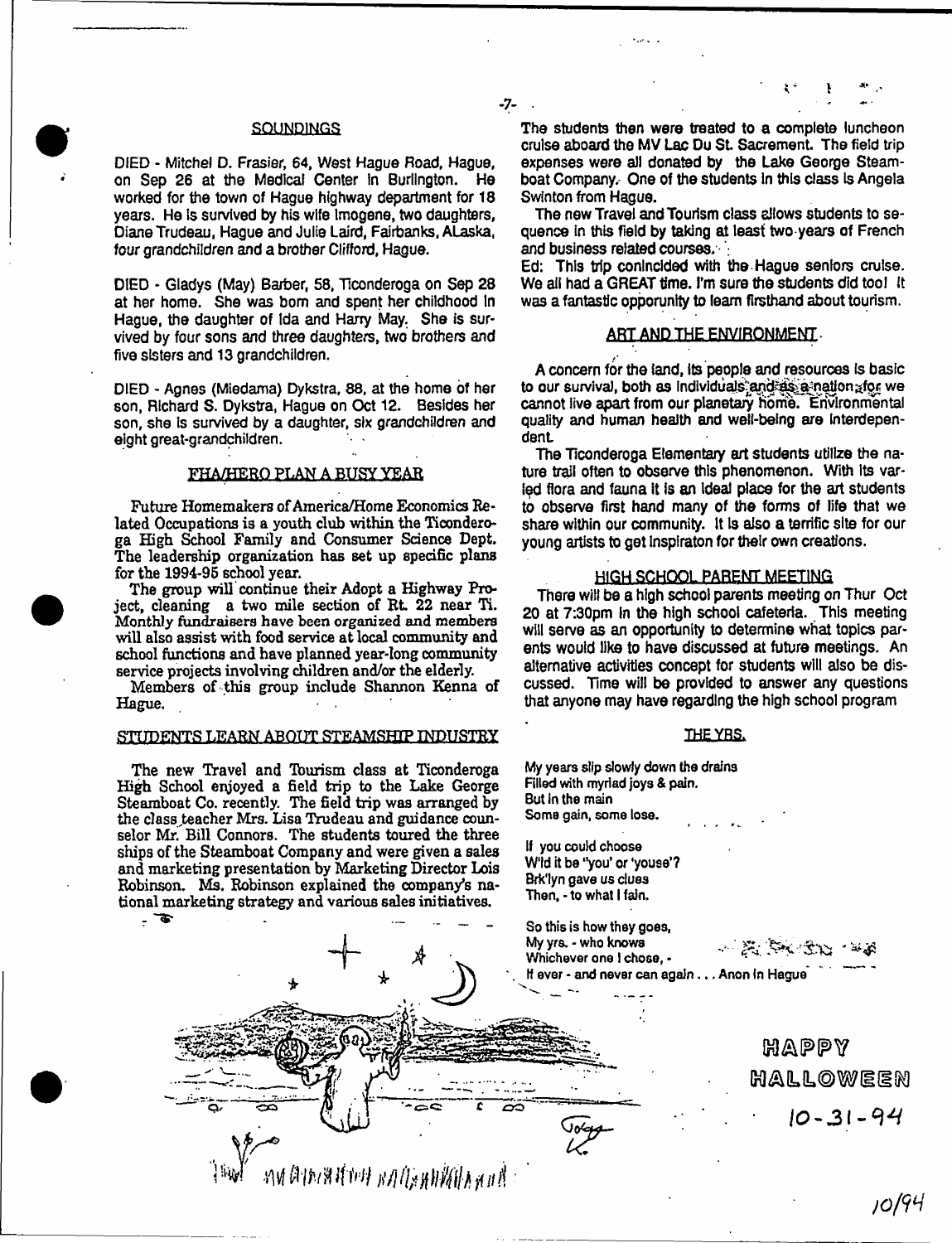## SOUNDINGS

DIED - Mitchel D. Frasier, 64, West Hague Road, Hague, on Sep 26 at the Medical Center in Burlington. He worked for the town of Hague highway department for 18 years. He is survived by his wife Imogene, two daughters, Diane Trudeau, Hague and Julie Laird, Fairbanks, ALaska, four grandchildren and a brother Clifford, Hague.

DIED - Gladys (May) Barber, 58, Ticonderoga on Sep 28 at her home. She was born and spent her childhood in Hague, the daughter of Ida and Harry May. She is survived by four sons and three daughters, two brothers and five sisters and 13 grandchildren.

DIED - Agnes (Miedama) Dykstra, 88, at the home of her son, Richard S. Dykstra, Hague on Oct 12. Besides her son, she is survived by a daughter, six grandchildren and eight great-grandchildren.

## FHA/HERO PLAN A BUSY YEAR

Future Homemakers of America/Home Economics Related Occupations is a youth club within the Ticonderoga High School Family and Consumer Science Dept. The leadership organization has set up specific plans for the 1994-95 school year.

The group will continue their Adopt a Highway Project, cleaning a two mile section of Rt. 22 near Ti. Monthly fundraisers have been organized and members will also assist with food service at local community and school functions and have planned year-long community service projects involving children and/or the elderly.

Members of this group include Shannon Kenna of Hague.

## STUDENTS LEARN ABOUT STEAMSHIP INDUSTRY

The new Travel and Tourism class at Ticonderoga High School enjoyed a field trip to the Lake George Steamboat Co. recently. The field trip was arranged by the class teacher Mrs. Lisa Trudeau and guidance counselor Mr. Bill Connors. The students toured the three ships of the Steamboat Company and were given a sales and marketing presentation by Marketing Director Lois Robinson. Ms. Robinson explained the company's national marketing strategy and various sales initiatives.

The students then were treated to a complete luncheon cruise aboard the MV Lac Du St. Sacrement. The field trip expenses were all donated by the Lake George Steamboat Company. One of the students in this class is Angela Swinton from Hague.

The new Travel and Tourism class allows students to sequence in this field by taking at least two years of French and business related courses.

Ed: This trip conincided with the Hague seniors cruise. We all had a GREAT time. I'm sure the students did too! It was a fantastic opporunity to learn firsthand about tourism.

## ART AND THE ENVIRONMENT

A concern for the land, its people and resources is basic to our survival, both as individuals and as a nation, for we cannot live apart from our planetary home. Environmental quality and human health and well-being are interdependent.

The Ticonderoga Elementary art students utilize the nature trail often to observe this phenomenon. With its varied flora and fauna it is an ideal place for the art students to observe first hand many of the forms of life that we share within our community. It is also a terrific site for our young artists to get inspiraton for their own creations.

## HIGH SCHOOL PARENT MEETING

There will be a high school parents meeting on Thur Oct 20 at 7:30pm in the high school cafeteria. This meeting will serve as an opportunity to determine what topics parents would like to have discussed at future meetings. An alternative activities concept for students will also be discussed. Time will be provided to answer any questions that anyone may have regarding the high school program

## THE YRS.

My years slip slowly down the drains
Filled with myriad joys & pain.
But in the main
Some gain, some lose.

If you could choose
W'ld it be "you' or 'youse'?
Brk'lyn gave us clues
Then, - to what I fain.

So this is how they goes,
My yrs. - who knows
Whichever one I chose, -
If ever - and never can again . . . Anon in Hague

HAPPY HALLOWEEN

10-31-94

10/94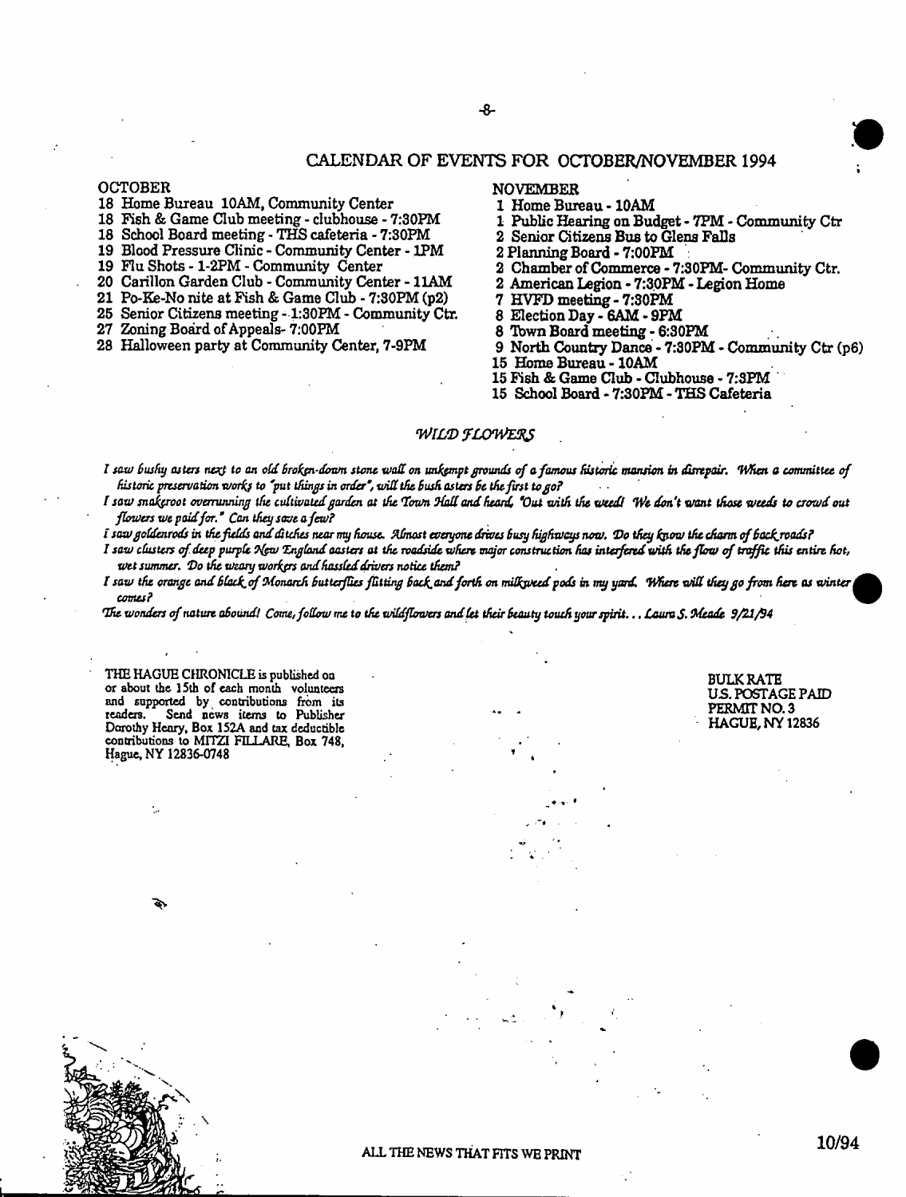## CALENDAR OF EVENTS FOR OCTOBER/NOVEMBER 1994

OCTOBER

18 Home Bureau 10AM, Community Center
18 Fish & Game Club meeting - clubhouse - 7:30PM
18 School Board meeting - THS cafeteria - 7:30PM
19 Blood Pressure Clinic - Community Center - 1PM
19 Flu Shots - 1-2PM - Community Center
20 Carillon Garden Club - Community Center - 11AM
21 Po-Ke-No nite at Fish & Game Club - 7:30PM (p2)
25 Senior Citizens meeting - 1:30PM - Community Ctr.
27 Zoning Board of Appeals- 7:00PM
28 Halloween party at Community Center, 7-9PM

NOVEMBER

1 Home Bureau - 10AM
1 Public Hearing on Budget - 7PM - Community Ctr
2 Senior Citizens Bus to Glens Falls
2 Planning Board - 7:00PM
2 Chamber of Commerce - 7:30PM- Community Ctr.
2 American Legion - 7:30PM - Legion Home
7 HVFD meeting - 7:30PM
8 Election Day - 6AM - 9PM
8 Town Board meeting - 6:30PM
9 North Country Dance - 7:30PM - Community Ctr (p6)
15 Home Bureau - 10AM
15 Fish & Game Club - Clubhouse - 7:3PM
15 School Board - 7:30PM - THS Cafeteria

### *WILD FLOWERS*

*I saw bushy asters next to an old broken-down stone wall on unkempt grounds of a famous historic mansion in disrepair. When a committee of historic preservation works to "put things in order", will the bush asters be the first to go?*

*I saw snakeroot overrunning the cultivated garden at the Town Hall and heard, "Out with the weed! We don't want those weeds to crowd out flowers we paid for." Can they save a few?*

*I saw goldenrods in the fields and ditches near my house. Almost everyone drives busy highways now. Do they know the charm of back roads?*

*I saw clusters of deep purple New England aasters at the roadside where major construction has interfered with the flow of traffic this entire hot, wet summer. Do the weary workers and hassled drivers notice them?*

*I saw the orange and black of Monarch butterflies flitting back and forth on milkweed pods in my yard. Where will they go from here as winter comes?*

*The wonders of nature abound! Come, follow me to the wildflowers and let their beauty touch your spirit... Laura S. Meade 9/21/94*

THE HAGUE CHRONICLE is published on or about the 15th of each month volunteers and supported by contributions from its readers. Send news items to Publisher Dorothy Henry, Box 152A and tax deductible contributions to MITZI FILLARE, Box 748, Hague, NY 12836-0748

BULK RATE
U.S. POSTAGE PAID
PERMIT NO. 3
HAGUE, NY 12836

ALL THE NEWS THAT FITS WE PRINT

10/94